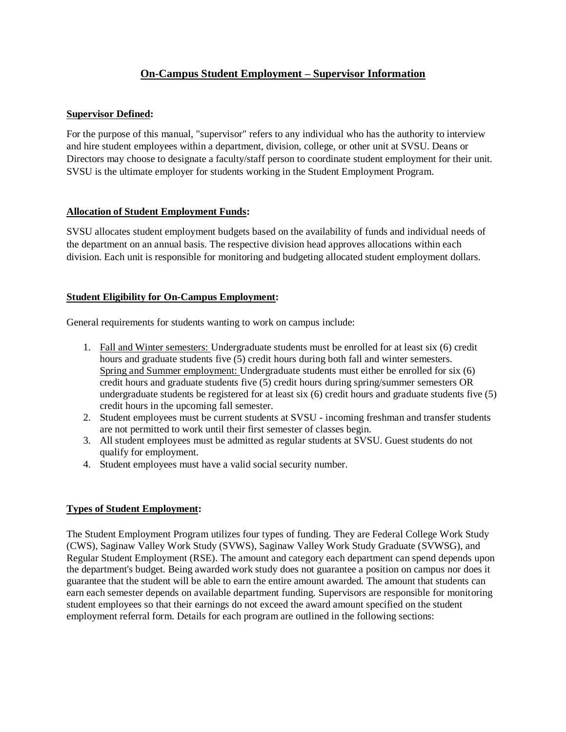# On-Campus Student Employment – Supervisor Information

## Supervisor Defined:

For the purpose of this manual, "supervisor" refers to any individual who has the authority to interview and hire student employees within a department, division, college, or other unit at SVSU. Deans or Directors may choose to designate a faculty/staff person to coordinate student employment for their unit. SVSU is the ultimate employer for students working in the Student Employment Program.

## Allocation of Student Employment Funds:

SVSU allocates student employment budgets based on the availability of funds and individual needs of the department on an annual basis. The respective division head approves allocations within each division. Each unit is responsible for monitoring and budgeting allocated student employment dollars.

## Student Eligibility for On-Campus Employment:

General requirements for students wanting to work on campus include:

1. Fall and Winter semesters: Undergraduate students must be enrolled for at least six (6) credit hours and graduate students five (5) credit hours during both fall and winter semesters.
   Spring and Summer employment: Undergraduate students must either be enrolled for six (6) credit hours and graduate students five (5) credit hours during spring/summer semesters OR undergraduate students be registered for at least six (6) credit hours and graduate students five (5) credit hours in the upcoming fall semester.
2. Student employees must be current students at SVSU - incoming freshman and transfer students are not permitted to work until their first semester of classes begin.
3. All student employees must be admitted as regular students at SVSU. Guest students do not qualify for employment.
4. Student employees must have a valid social security number.

## Types of Student Employment:

The Student Employment Program utilizes four types of funding. They are Federal College Work Study (CWS), Saginaw Valley Work Study (SVWS), Saginaw Valley Work Study Graduate (SVWSG), and Regular Student Employment (RSE). The amount and category each department can spend depends upon the department's budget. Being awarded work study does not guarantee a position on campus nor does it guarantee that the student will be able to earn the entire amount awarded. The amount that students can earn each semester depends on available department funding. Supervisors are responsible for monitoring student employees so that their earnings do not exceed the award amount specified on the student employment referral form. Details for each program are outlined in the following sections: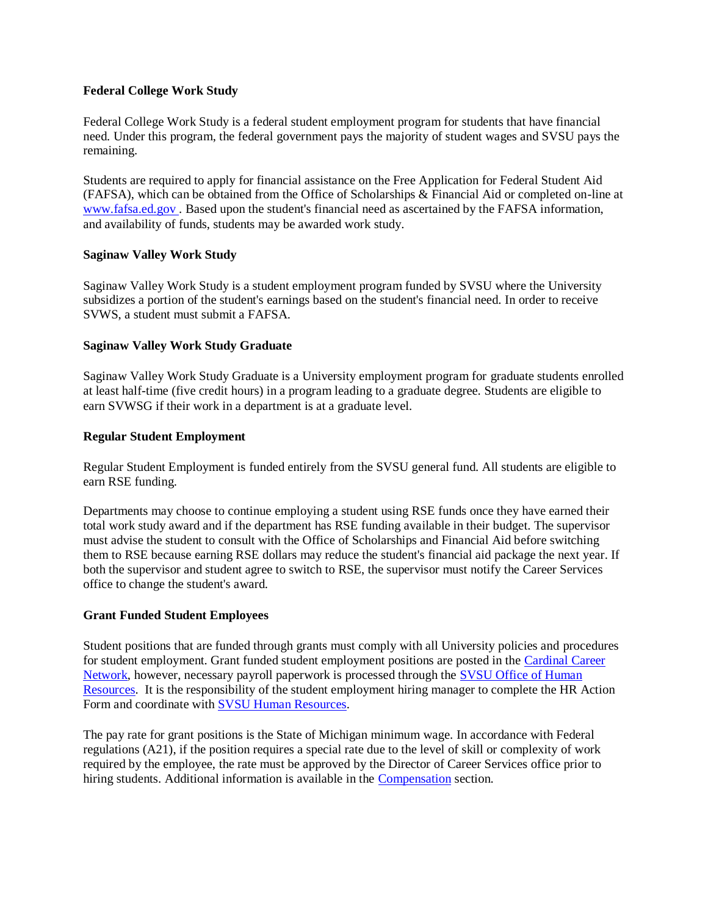**Federal College Work Study**

Federal College Work Study is a federal student employment program for students that have financial need. Under this program, the federal government pays the majority of student wages and SVSU pays the remaining.

Students are required to apply for financial assistance on the Free Application for Federal Student Aid (FAFSA), which can be obtained from the Office of Scholarships & Financial Aid or completed on-line at [www.fafsa.ed.gov](www.fafsa.ed.gov). Based upon the student's financial need as ascertained by the FAFSA information, and availability of funds, students may be awarded work study.

**Saginaw Valley Work Study**

Saginaw Valley Work Study is a student employment program funded by SVSU where the University subsidizes a portion of the student's earnings based on the student's financial need. In order to receive SVWS, a student must submit a FAFSA.

**Saginaw Valley Work Study Graduate**

Saginaw Valley Work Study Graduate is a University employment program for graduate students enrolled at least half-time (five credit hours) in a program leading to a graduate degree. Students are eligible to earn SVWSG if their work in a department is at a graduate level.

**Regular Student Employment**

Regular Student Employment is funded entirely from the SVSU general fund. All students are eligible to earn RSE funding.

Departments may choose to continue employing a student using RSE funds once they have earned their total work study award and if the department has RSE funding available in their budget. The supervisor must advise the student to consult with the Office of Scholarships and Financial Aid before switching them to RSE because earning RSE dollars may reduce the student's financial aid package the next year. If both the supervisor and student agree to switch to RSE, the supervisor must notify the Career Services office to change the student's award.

**Grant Funded Student Employees**

Student positions that are funded through grants must comply with all University policies and procedures for student employment. Grant funded student employment positions are posted in the Cardinal Career Network, however, necessary payroll paperwork is processed through the SVSU Office of Human Resources. It is the responsibility of the student employment hiring manager to complete the HR Action Form and coordinate with SVSU Human Resources.

The pay rate for grant positions is the State of Michigan minimum wage. In accordance with Federal regulations (A21), if the position requires a special rate due to the level of skill or complexity of work required by the employee, the rate must be approved by the Director of Career Services office prior to hiring students. Additional information is available in the Compensation section.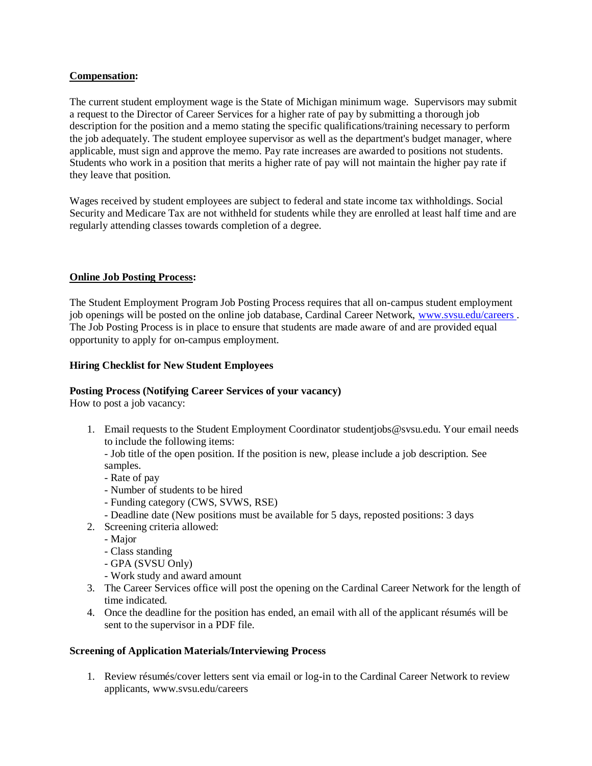**Compensation:**

The current student employment wage is the State of Michigan minimum wage. Supervisors may submit a request to the Director of Career Services for a higher rate of pay by submitting a thorough job description for the position and a memo stating the specific qualifications/training necessary to perform the job adequately. The student employee supervisor as well as the department's budget manager, where applicable, must sign and approve the memo. Pay rate increases are awarded to positions not students. Students who work in a position that merits a higher rate of pay will not maintain the higher pay rate if they leave that position.

Wages received by student employees are subject to federal and state income tax withholdings. Social Security and Medicare Tax are not withheld for students while they are enrolled at least half time and are regularly attending classes towards completion of a degree.

**Online Job Posting Process:**

The Student Employment Program Job Posting Process requires that all on-campus student employment job openings will be posted on the online job database, Cardinal Career Network, [www.svsu.edu/careers](http://www.svsu.edu/careers) . The Job Posting Process is in place to ensure that students are made aware of and are provided equal opportunity to apply for on-campus employment.

**Hiring Checklist for New Student Employees**

**Posting Process (Notifying Career Services of your vacancy)**
How to post a job vacancy:

1. Email requests to the Student Employment Coordinator studentjobs@svsu.edu. Your email needs to include the following items:
   - Job title of the open position. If the position is new, please include a job description. See samples.
   - Rate of pay
   - Number of students to be hired
   - Funding category (CWS, SVWS, RSE)
   - Deadline date (New positions must be available for 5 days, reposted positions: 3 days
2. Screening criteria allowed:
   - Major
   - Class standing
   - GPA (SVSU Only)
   - Work study and award amount
3. The Career Services office will post the opening on the Cardinal Career Network for the length of time indicated.
4. Once the deadline for the position has ended, an email with all of the applicant résumés will be sent to the supervisor in a PDF file.

**Screening of Application Materials/Interviewing Process**

1. Review résumés/cover letters sent via email or log-in to the Cardinal Career Network to review applicants, www.svsu.edu/careers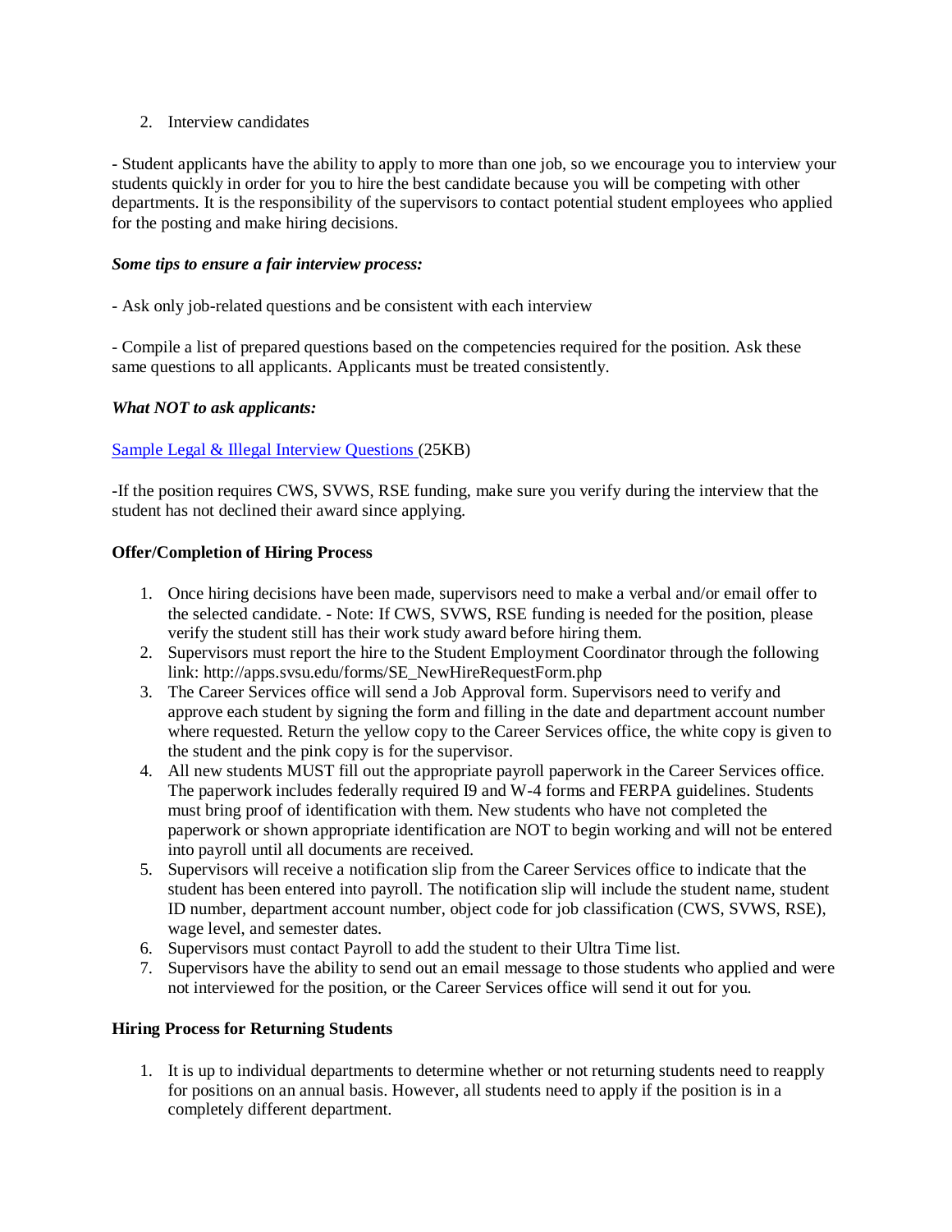2. Interview candidates

- Student applicants have the ability to apply to more than one job, so we encourage you to interview your students quickly in order for you to hire the best candidate because you will be competing with other departments. It is the responsibility of the supervisors to contact potential student employees who applied for the posting and make hiring decisions.

***Some tips to ensure a fair interview process:***

- Ask only job-related questions and be consistent with each interview

- Compile a list of prepared questions based on the competencies required for the position. Ask these same questions to all applicants. Applicants must be treated consistently.

***What NOT to ask applicants:***

[Sample Legal & Illegal Interview Questions ](25KB)

-If the position requires CWS, SVWS, RSE funding, make sure you verify during the interview that the student has not declined their award since applying.

**Offer/Completion of Hiring Process**

1. Once hiring decisions have been made, supervisors need to make a verbal and/or email offer to the selected candidate. - Note: If CWS, SVWS, RSE funding is needed for the position, please verify the student still has their work study award before hiring them.
2. Supervisors must report the hire to the Student Employment Coordinator through the following link: http://apps.svsu.edu/forms/SE_NewHireRequestForm.php
3. The Career Services office will send a Job Approval form. Supervisors need to verify and approve each student by signing the form and filling in the date and department account number where requested. Return the yellow copy to the Career Services office, the white copy is given to the student and the pink copy is for the supervisor.
4. All new students MUST fill out the appropriate payroll paperwork in the Career Services office. The paperwork includes federally required I9 and W-4 forms and FERPA guidelines. Students must bring proof of identification with them. New students who have not completed the paperwork or shown appropriate identification are NOT to begin working and will not be entered into payroll until all documents are received.
5. Supervisors will receive a notification slip from the Career Services office to indicate that the student has been entered into payroll. The notification slip will include the student name, student ID number, department account number, object code for job classification (CWS, SVWS, RSE), wage level, and semester dates.
6. Supervisors must contact Payroll to add the student to their Ultra Time list.
7. Supervisors have the ability to send out an email message to those students who applied and were not interviewed for the position, or the Career Services office will send it out for you.

**Hiring Process for Returning Students**

1. It is up to individual departments to determine whether or not returning students need to reapply for positions on an annual basis. However, all students need to apply if the position is in a completely different department.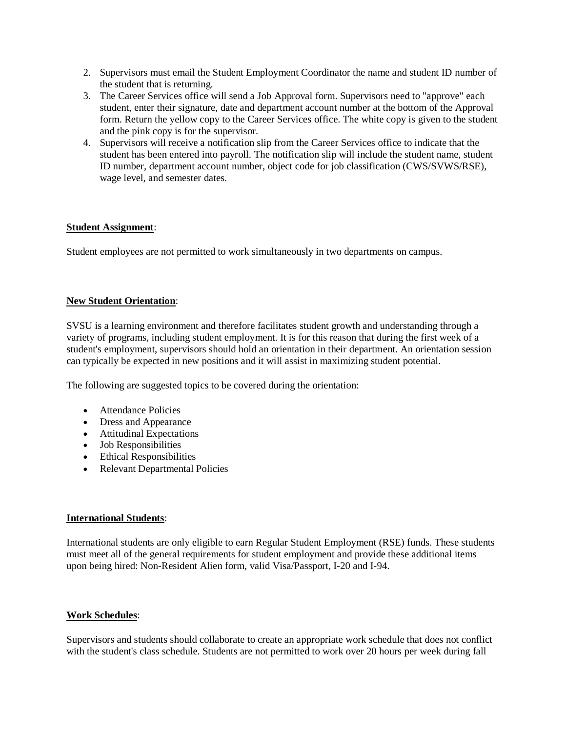2. Supervisors must email the Student Employment Coordinator the name and student ID number of the student that is returning.
3. The Career Services office will send a Job Approval form. Supervisors need to "approve" each student, enter their signature, date and department account number at the bottom of the Approval form. Return the yellow copy to the Career Services office. The white copy is given to the student and the pink copy is for the supervisor.
4. Supervisors will receive a notification slip from the Career Services office to indicate that the student has been entered into payroll. The notification slip will include the student name, student ID number, department account number, object code for job classification (CWS/SVWS/RSE), wage level, and semester dates.

**Student Assignment**:

Student employees are not permitted to work simultaneously in two departments on campus.

**New Student Orientation**:

SVSU is a learning environment and therefore facilitates student growth and understanding through a variety of programs, including student employment. It is for this reason that during the first week of a student's employment, supervisors should hold an orientation in their department. An orientation session can typically be expected in new positions and it will assist in maximizing student potential.

The following are suggested topics to be covered during the orientation:

- Attendance Policies
- Dress and Appearance
- Attitudinal Expectations
- Job Responsibilities
- Ethical Responsibilities
- Relevant Departmental Policies

**International Students**:

International students are only eligible to earn Regular Student Employment (RSE) funds. These students must meet all of the general requirements for student employment and provide these additional items upon being hired: Non-Resident Alien form, valid Visa/Passport, I-20 and I-94.

**Work Schedules**:

Supervisors and students should collaborate to create an appropriate work schedule that does not conflict with the student's class schedule. Students are not permitted to work over 20 hours per week during fall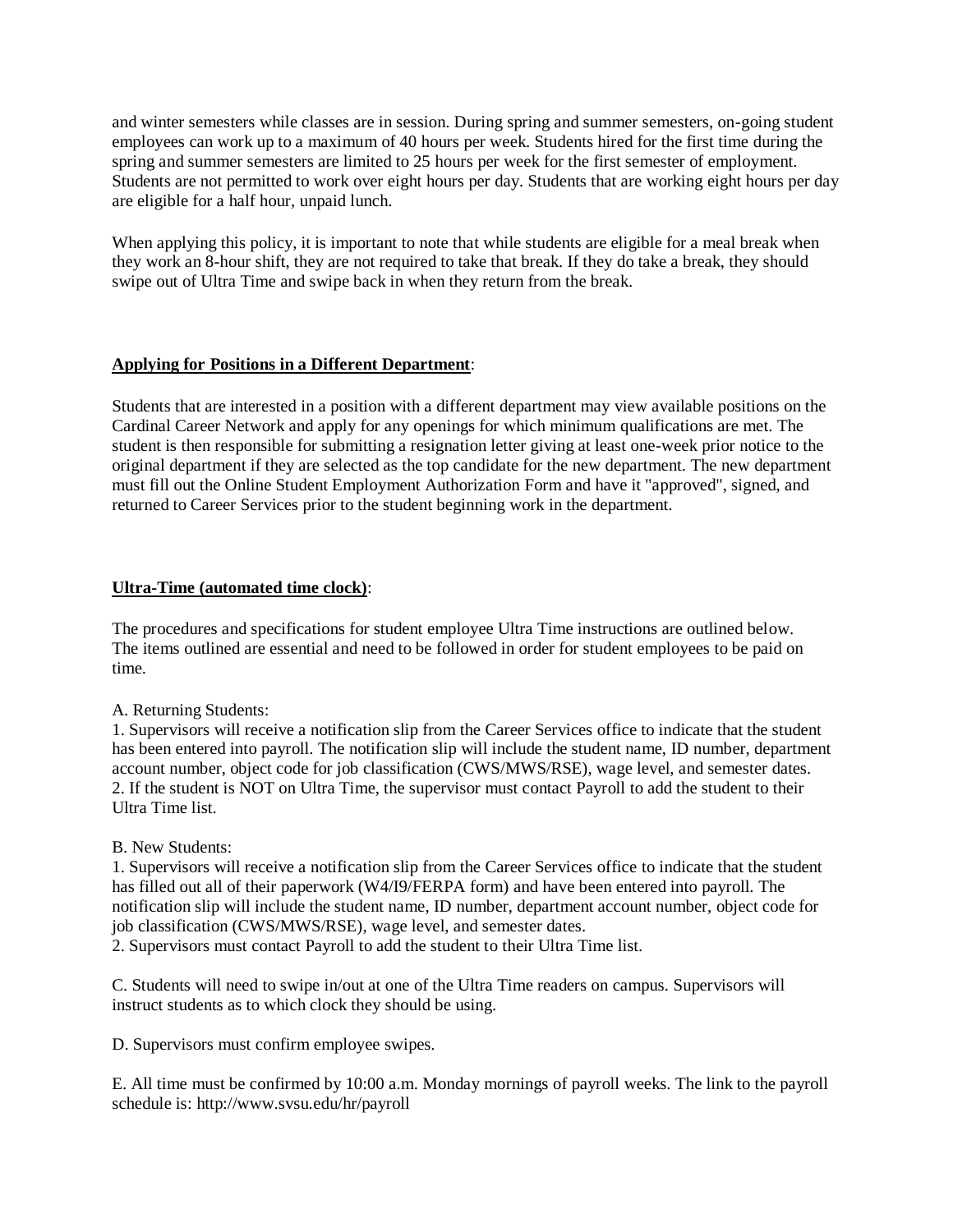and winter semesters while classes are in session. During spring and summer semesters, on-going student employees can work up to a maximum of 40 hours per week. Students hired for the first time during the spring and summer semesters are limited to 25 hours per week for the first semester of employment. Students are not permitted to work over eight hours per day. Students that are working eight hours per day are eligible for a half hour, unpaid lunch.

When applying this policy, it is important to note that while students are eligible for a meal break when they work an 8-hour shift, they are not required to take that break. If they do take a break, they should swipe out of Ultra Time and swipe back in when they return from the break.

**Applying for Positions in a Different Department**:

Students that are interested in a position with a different department may view available positions on the Cardinal Career Network and apply for any openings for which minimum qualifications are met. The student is then responsible for submitting a resignation letter giving at least one-week prior notice to the original department if they are selected as the top candidate for the new department. The new department must fill out the Online Student Employment Authorization Form and have it "approved", signed, and returned to Career Services prior to the student beginning work in the department.

**Ultra-Time (automated time clock)**:

The procedures and specifications for student employee Ultra Time instructions are outlined below. The items outlined are essential and need to be followed in order for student employees to be paid on time.

A. Returning Students:
1. Supervisors will receive a notification slip from the Career Services office to indicate that the student has been entered into payroll. The notification slip will include the student name, ID number, department account number, object code for job classification (CWS/MWS/RSE), wage level, and semester dates.
2. If the student is NOT on Ultra Time, the supervisor must contact Payroll to add the student to their Ultra Time list.

B. New Students:
1. Supervisors will receive a notification slip from the Career Services office to indicate that the student has filled out all of their paperwork (W4/I9/FERPA form) and have been entered into payroll. The notification slip will include the student name, ID number, department account number, object code for job classification (CWS/MWS/RSE), wage level, and semester dates.
2. Supervisors must contact Payroll to add the student to their Ultra Time list.

C. Students will need to swipe in/out at one of the Ultra Time readers on campus. Supervisors will instruct students as to which clock they should be using.

D. Supervisors must confirm employee swipes.

E. All time must be confirmed by 10:00 a.m. Monday mornings of payroll weeks. The link to the payroll schedule is: http://www.svsu.edu/hr/payroll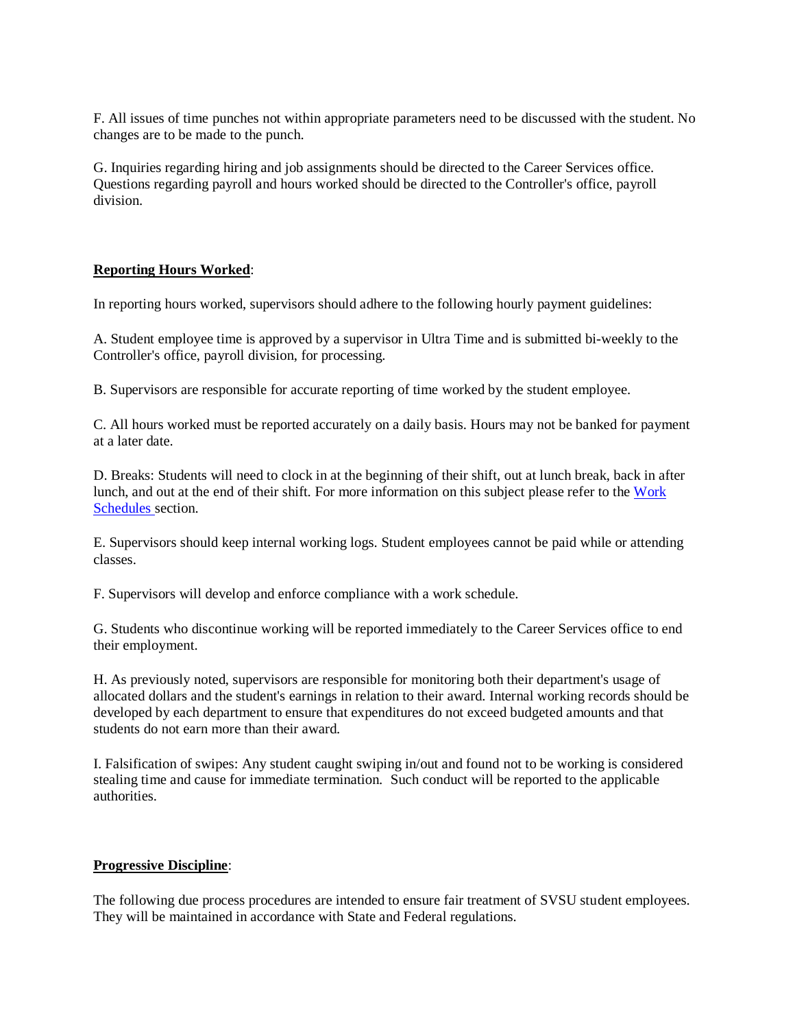F. All issues of time punches not within appropriate parameters need to be discussed with the student. No changes are to be made to the punch.

G. Inquiries regarding hiring and job assignments should be directed to the Career Services office. Questions regarding payroll and hours worked should be directed to the Controller's office, payroll division.

**Reporting Hours Worked**:

In reporting hours worked, supervisors should adhere to the following hourly payment guidelines:

A. Student employee time is approved by a supervisor in Ultra Time and is submitted bi-weekly to the Controller's office, payroll division, for processing.

B. Supervisors are responsible for accurate reporting of time worked by the student employee.

C. All hours worked must be reported accurately on a daily basis. Hours may not be banked for payment at a later date.

D. Breaks: Students will need to clock in at the beginning of their shift, out at lunch break, back in after lunch, and out at the end of their shift. For more information on this subject please refer to the Work Schedules section.

E. Supervisors should keep internal working logs. Student employees cannot be paid while or attending classes.

F. Supervisors will develop and enforce compliance with a work schedule.

G. Students who discontinue working will be reported immediately to the Career Services office to end their employment.

H. As previously noted, supervisors are responsible for monitoring both their department's usage of allocated dollars and the student's earnings in relation to their award. Internal working records should be developed by each department to ensure that expenditures do not exceed budgeted amounts and that students do not earn more than their award.

I. Falsification of swipes: Any student caught swiping in/out and found not to be working is considered stealing time and cause for immediate termination. Such conduct will be reported to the applicable authorities.

**Progressive Discipline**:

The following due process procedures are intended to ensure fair treatment of SVSU student employees. They will be maintained in accordance with State and Federal regulations.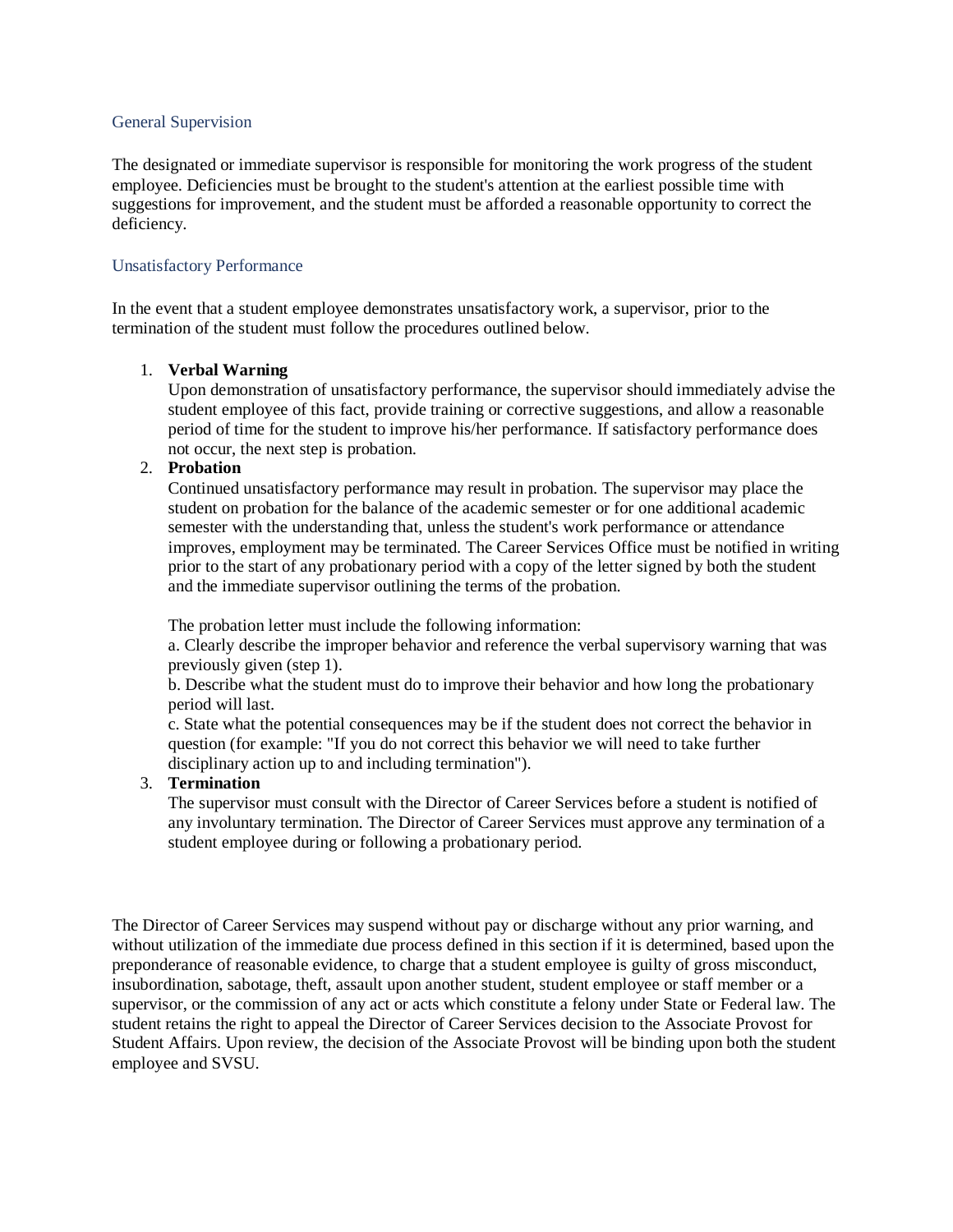## General Supervision

The designated or immediate supervisor is responsible for monitoring the work progress of the student employee. Deficiencies must be brought to the student's attention at the earliest possible time with suggestions for improvement, and the student must be afforded a reasonable opportunity to correct the deficiency.

## Unsatisfactory Performance

In the event that a student employee demonstrates unsatisfactory work, a supervisor, prior to the termination of the student must follow the procedures outlined below.

1. **Verbal Warning**
   Upon demonstration of unsatisfactory performance, the supervisor should immediately advise the student employee of this fact, provide training or corrective suggestions, and allow a reasonable period of time for the student to improve his/her performance. If satisfactory performance does not occur, the next step is probation.
2. **Probation**
   Continued unsatisfactory performance may result in probation. The supervisor may place the student on probation for the balance of the academic semester or for one additional academic semester with the understanding that, unless the student's work performance or attendance improves, employment may be terminated. The Career Services Office must be notified in writing prior to the start of any probationary period with a copy of the letter signed by both the student and the immediate supervisor outlining the terms of the probation.

   The probation letter must include the following information:
   a. Clearly describe the improper behavior and reference the verbal supervisory warning that was previously given (step 1).
   b. Describe what the student must do to improve their behavior and how long the probationary period will last.
   c. State what the potential consequences may be if the student does not correct the behavior in question (for example: "If you do not correct this behavior we will need to take further disciplinary action up to and including termination").
3. **Termination**
   The supervisor must consult with the Director of Career Services before a student is notified of any involuntary termination. The Director of Career Services must approve any termination of a student employee during or following a probationary period.

The Director of Career Services may suspend without pay or discharge without any prior warning, and without utilization of the immediate due process defined in this section if it is determined, based upon the preponderance of reasonable evidence, to charge that a student employee is guilty of gross misconduct, insubordination, sabotage, theft, assault upon another student, student employee or staff member or a supervisor, or the commission of any act or acts which constitute a felony under State or Federal law. The student retains the right to appeal the Director of Career Services decision to the Associate Provost for Student Affairs. Upon review, the decision of the Associate Provost will be binding upon both the student employee and SVSU.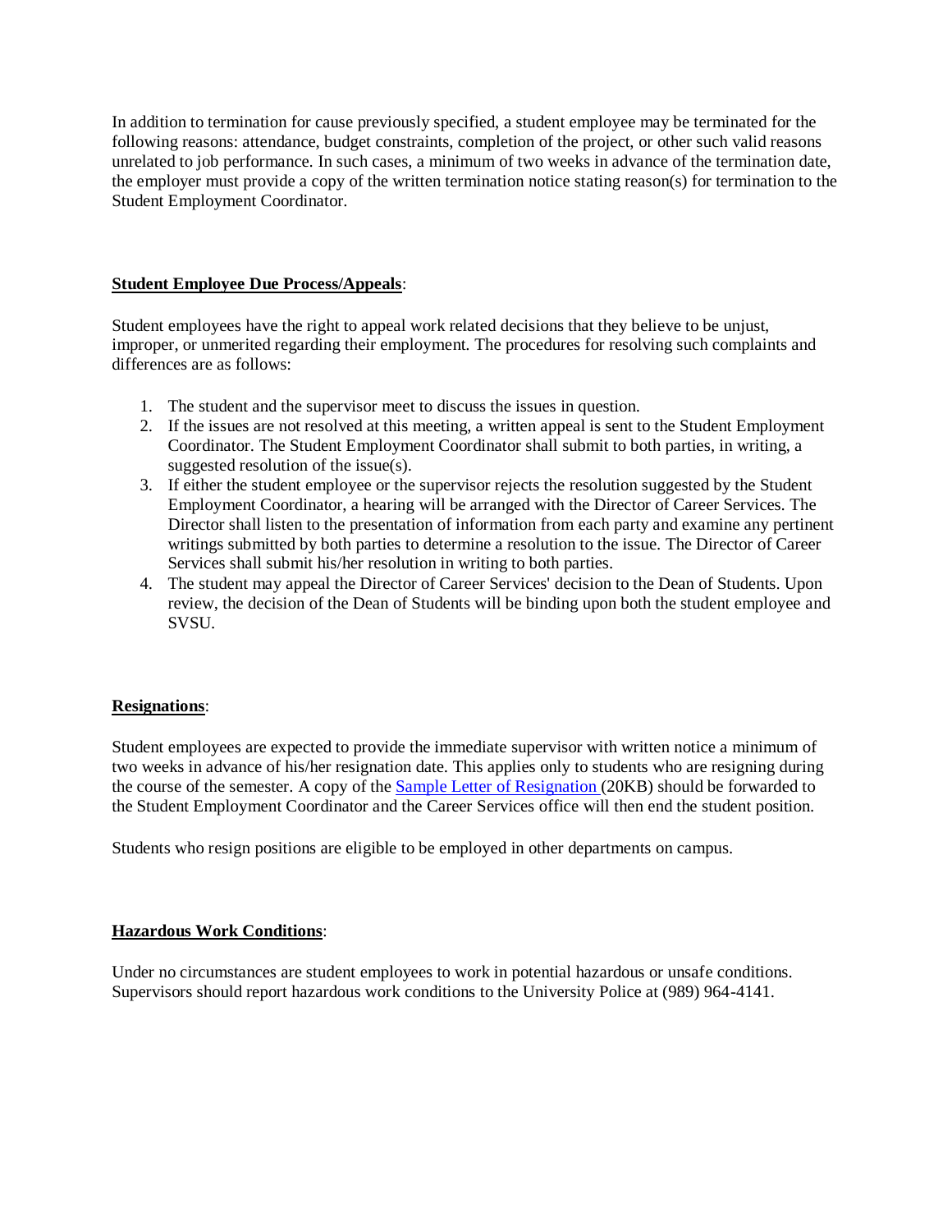In addition to termination for cause previously specified, a student employee may be terminated for the following reasons: attendance, budget constraints, completion of the project, or other such valid reasons unrelated to job performance. In such cases, a minimum of two weeks in advance of the termination date, the employer must provide a copy of the written termination notice stating reason(s) for termination to the Student Employment Coordinator.

**<u>Student Employee Due Process/Appeals</u>**:

Student employees have the right to appeal work related decisions that they believe to be unjust, improper, or unmerited regarding their employment. The procedures for resolving such complaints and differences are as follows:

1. The student and the supervisor meet to discuss the issues in question.
2. If the issues are not resolved at this meeting, a written appeal is sent to the Student Employment Coordinator. The Student Employment Coordinator shall submit to both parties, in writing, a suggested resolution of the issue(s).
3. If either the student employee or the supervisor rejects the resolution suggested by the Student Employment Coordinator, a hearing will be arranged with the Director of Career Services. The Director shall listen to the presentation of information from each party and examine any pertinent writings submitted by both parties to determine a resolution to the issue. The Director of Career Services shall submit his/her resolution in writing to both parties.
4. The student may appeal the Director of Career Services' decision to the Dean of Students. Upon review, the decision of the Dean of Students will be binding upon both the student employee and SVSU.

**<u>Resignations</u>**:

Student employees are expected to provide the immediate supervisor with written notice a minimum of two weeks in advance of his/her resignation date. This applies only to students who are resigning during the course of the semester. A copy of the Sample Letter of Resignation (20KB) should be forwarded to the Student Employment Coordinator and the Career Services office will then end the student position.

Students who resign positions are eligible to be employed in other departments on campus.

**<u>Hazardous Work Conditions</u>**:

Under no circumstances are student employees to work in potential hazardous or unsafe conditions. Supervisors should report hazardous work conditions to the University Police at (989) 964-4141.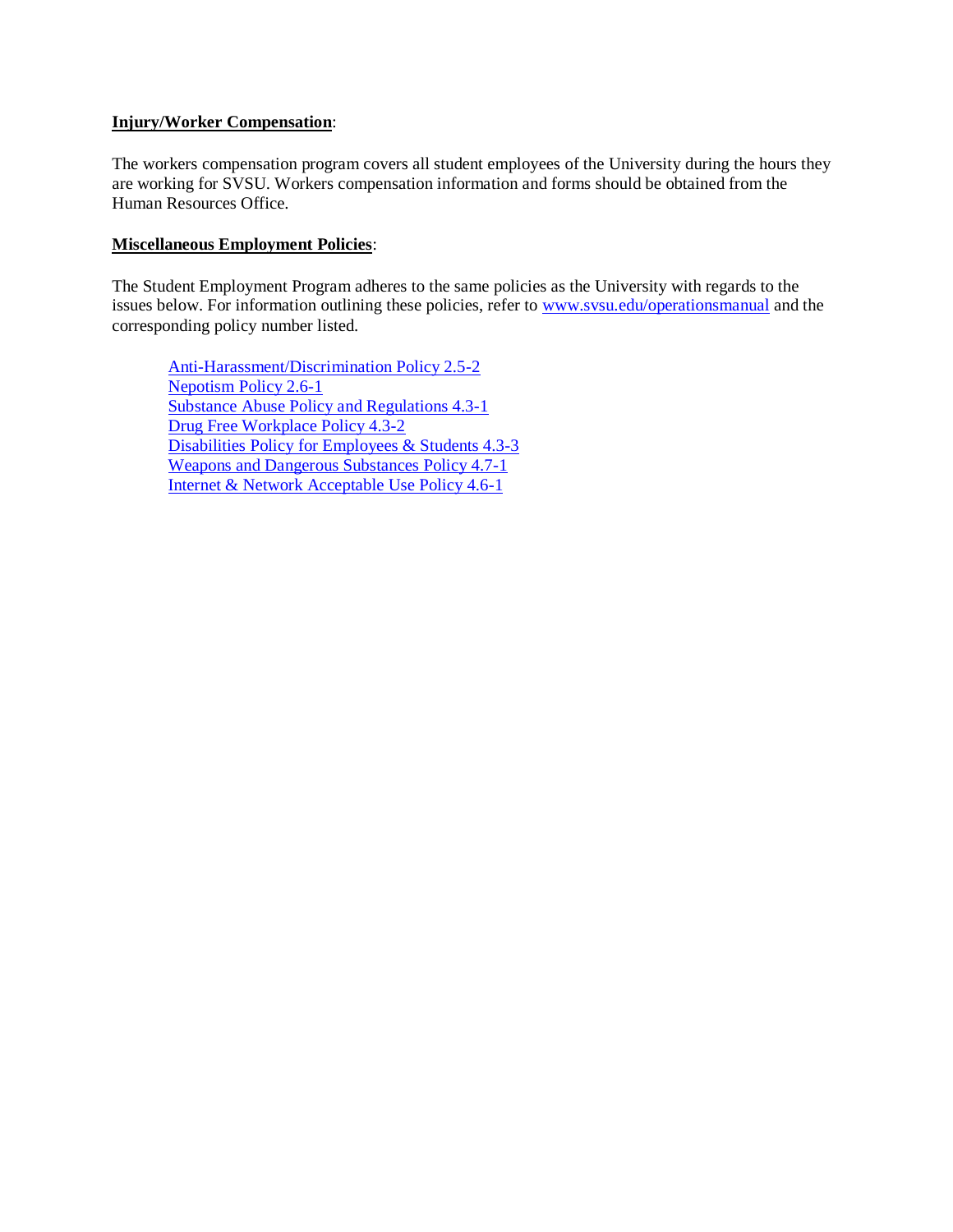**Injury/Worker Compensation**:

The workers compensation program covers all student employees of the University during the hours they are working for SVSU. Workers compensation information and forms should be obtained from the Human Resources Office.

**Miscellaneous Employment Policies**:

The Student Employment Program adheres to the same policies as the University with regards to the issues below. For information outlining these policies, refer to www.svsu.edu/operationsmanual and the corresponding policy number listed.

Anti-Harassment/Discrimination Policy 2.5-2
Nepotism Policy 2.6-1
Substance Abuse Policy and Regulations 4.3-1
Drug Free Workplace Policy 4.3-2
Disabilities Policy for Employees & Students 4.3-3
Weapons and Dangerous Substances Policy 4.7-1
Internet & Network Acceptable Use Policy 4.6-1